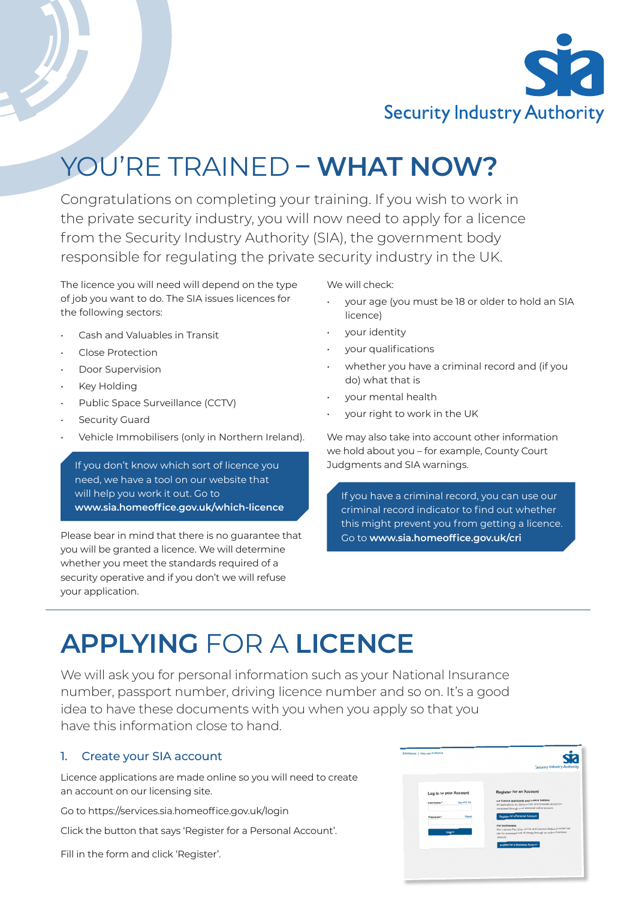Security Industry Authority

# YOU'RE TRAINED – **WHAT NOW?**

Congratulations on completing your training. If you wish to work in the private security industry, you will now need to apply for a licence from the Security Industry Authority (SIA), the government body responsible for regulating the private security industry in the UK.

The licence you will need will depend on the type of job you want to do. The SIA issues licences for the following sectors:

- Cash and Valuables in Transit
- Close Protection
- Door Supervision
- Key Holding
- Public Space Surveillance (CCTV)
- Security Guard
- Vehicle Immobilisers (only in Northern Ireland).

> If you don't know which sort of licence you need, we have a tool on our website that will help you work it out. Go to **www.sia.homeoffice.gov.uk/which-licence**

Please bear in mind that there is no guarantee that you will be granted a licence. We will determine whether you meet the standards required of a security operative and if you don't we will refuse your application.

We will check:

- your age (you must be 18 or older to hold an SIA licence)
- your identity
- your qualifications
- whether you have a criminal record and (if you do) what that is
- your mental health
- your right to work in the UK

We may also take into account other information we hold about you – for example, County Court Judgments and SIA warnings.

> If you have a criminal record, you can use our criminal record indicator to find out whether this might prevent you from getting a licence. Go to **www.sia.homeoffice.gov.uk/cri**

# **APPLYING** FOR A **LICENCE**

We will ask you for personal information such as your National Insurance number, passport number, driving licence number and so on. It's a good idea to have these documents with you when you apply so that you have this information close to hand.

### 1. Create your SIA account

Licence applications are made online so you will need to create an account on our licensing site.

Go to https://services.sia.homeoffice.gov.uk/login

Click the button that says 'Register for a Personal Account'.

Fill in the form and click 'Register'.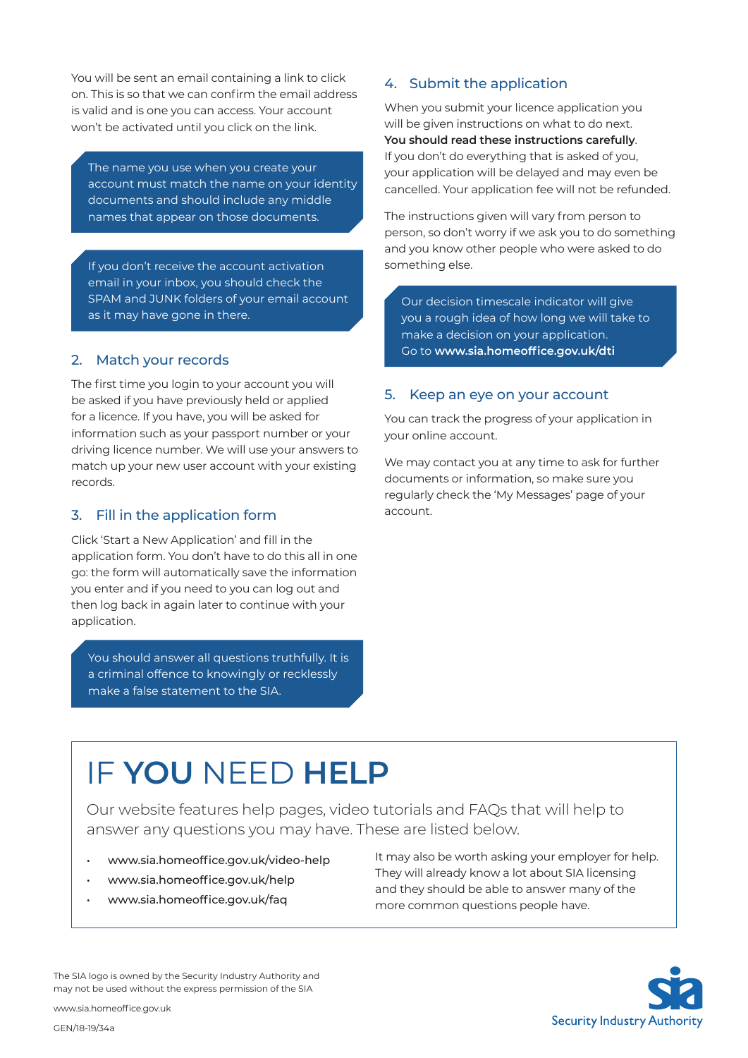You will be sent an email containing a link to click on. This is so that we can confirm the email address is valid and is one you can access. Your account won't be activated until you click on the link.

> The name you use when you create your account must match the name on your identity documents and should include any middle names that appear on those documents.

> If you don't receive the account activation email in your inbox, you should check the SPAM and JUNK folders of your email account as it may have gone in there.

## 2. Match your records

The first time you login to your account you will be asked if you have previously held or applied for a licence. If you have, you will be asked for information such as your passport number or your driving licence number. We will use your answers to match up your new user account with your existing records.

## 3. Fill in the application form

Click 'Start a New Application' and fill in the application form. You don't have to do this all in one go: the form will automatically save the information you enter and if you need to you can log out and then log back in again later to continue with your application.

> You should answer all questions truthfully. It is a criminal offence to knowingly or recklessly make a false statement to the SIA.

## 4. Submit the application

When you submit your licence application you will be given instructions on what to do next. **You should read these instructions carefully**. If you don't do everything that is asked of you, your application will be delayed and may even be cancelled. Your application fee will not be refunded.

The instructions given will vary from person to person, so don't worry if we ask you to do something and you know other people who were asked to do something else.

> Our decision timescale indicator will give you a rough idea of how long we will take to make a decision on your application. Go to **www.sia.homeoffice.gov.uk/dti**

## 5. Keep an eye on your account

You can track the progress of your application in your online account.

We may contact you at any time to ask for further documents or information, so make sure you regularly check the 'My Messages' page of your account.

# IF **YOU** NEED **HELP**

Our website features help pages, video tutorials and FAQs that will help to answer any questions you may have. These are listed below.

- www.sia.homeoffice.gov.uk/video-help
- www.sia.homeoffice.gov.uk/help
- www.sia.homeoffice.gov.uk/faq

It may also be worth asking your employer for help. They will already know a lot about SIA licensing and they should be able to answer many of the more common questions people have.

The SIA logo is owned by the Security Industry Authority and may not be used without the express permission of the SIA

www.sia.homeoffice.gov.uk

GEN/18-19/34a

Security Industry Authority